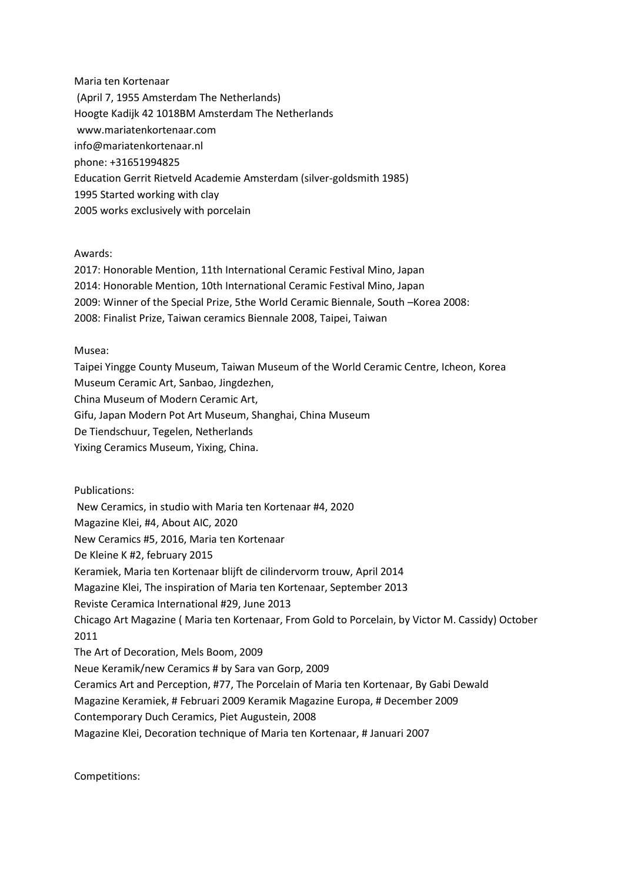Maria ten Kortenaar
(April 7, 1955 Amsterdam The Netherlands)
Hoogte Kadijk 42 1018BM Amsterdam The Netherlands
www.mariatenkortenaar.com
info@mariatenkortenaar.nl
phone: +31651994825
Education Gerrit Rietveld Academie Amsterdam (silver-goldsmith 1985)
1995 Started working with clay
2005 works exclusively with porcelain

Awards:
2017: Honorable Mention, 11th International Ceramic Festival Mino, Japan
2014: Honorable Mention, 10th International Ceramic Festival Mino, Japan
2009: Winner of the Special Prize, 5the World Ceramic Biennale, South –Korea 2008:
2008: Finalist Prize, Taiwan ceramics Biennale 2008, Taipei, Taiwan

Musea:
Taipei Yingge County Museum, Taiwan Museum of the World Ceramic Centre, Icheon, Korea
Museum Ceramic Art, Sanbao, Jingdezhen,
China Museum of Modern Ceramic Art,
Gifu, Japan Modern Pot Art Museum, Shanghai, China Museum
De Tiendschuur, Tegelen, Netherlands
Yixing Ceramics Museum, Yixing, China.

Publications:
New Ceramics, in studio with Maria ten Kortenaar #4, 2020
Magazine Klei, #4, About AIC, 2020
New Ceramics #5, 2016, Maria ten Kortenaar
De Kleine K #2, february 2015
Keramiek, Maria ten Kortenaar blijft de cilindervorm trouw, April 2014
Magazine Klei, The inspiration of Maria ten Kortenaar, September 2013
Reviste Ceramica International #29, June 2013
Chicago Art Magazine ( Maria ten Kortenaar, From Gold to Porcelain, by Victor M. Cassidy) October 2011
The Art of Decoration, Mels Boom, 2009
Neue Keramik/new Ceramics # by Sara van Gorp, 2009
Ceramics Art and Perception, #77, The Porcelain of Maria ten Kortenaar, By Gabi Dewald
Magazine Keramiek, # Februari 2009 Keramik Magazine Europa, # December 2009
Contemporary Duch Ceramics, Piet Augustein, 2008
Magazine Klei, Decoration technique of Maria ten Kortenaar, # Januari 2007

Competitions: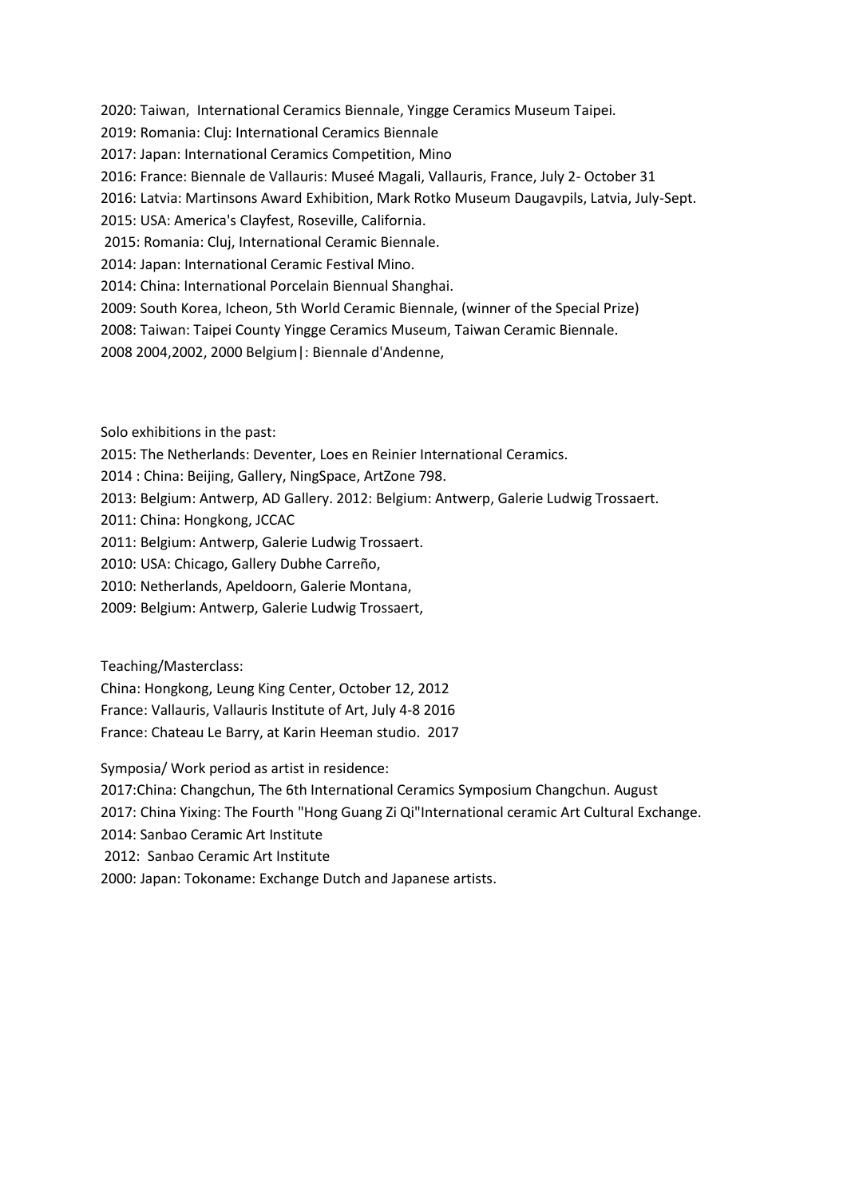2020: Taiwan, International Ceramics Biennale, Yingge Ceramics Museum Taipei.  
2019: Romania: Cluj: International Ceramics Biennale  
2017: Japan: International Ceramics Competition, Mino  
2016: France: Biennale de Vallauris: Museé Magali, Vallauris, France, July 2- October 31  
2016: Latvia: Martinsons Award Exhibition, Mark Rotko Museum Daugavpils, Latvia, July-Sept.  
2015: USA: America's Clayfest, Roseville, California.  
2015: Romania: Cluj, International Ceramic Biennale.  
2014: Japan: International Ceramic Festival Mino.  
2014: China: International Porcelain Biennual Shanghai.  
2009: South Korea, Icheon, 5th World Ceramic Biennale, (winner of the Special Prize)  
2008: Taiwan: Taipei County Yingge Ceramics Museum, Taiwan Ceramic Biennale.  
2008 2004,2002, 2000 Belgium|: Biennale d'Andenne,

Solo exhibitions in the past:  
2015: The Netherlands: Deventer, Loes en Reinier International Ceramics.  
2014 : China: Beijing, Gallery, NingSpace, ArtZone 798.  
2013: Belgium: Antwerp, AD Gallery. 2012: Belgium: Antwerp, Galerie Ludwig Trossaert.  
2011: China: Hongkong, JCCAC  
2011: Belgium: Antwerp, Galerie Ludwig Trossaert.  
2010: USA: Chicago, Gallery Dubhe Carreño,  
2010: Netherlands, Apeldoorn, Galerie Montana,  
2009: Belgium: Antwerp, Galerie Ludwig Trossaert,

Teaching/Masterclass:  
China: Hongkong, Leung King Center, October 12, 2012  
France: Vallauris, Vallauris Institute of Art, July 4-8 2016  
France: Chateau Le Barry, at Karin Heeman studio. 2017

Symposia/ Work period as artist in residence:  
2017:China: Changchun, The 6th International Ceramics Symposium Changchun. August  
2017: China Yixing: The Fourth "Hong Guang Zi Qi"International ceramic Art Cultural Exchange.  
2014: Sanbao Ceramic Art Institute  
2012: Sanbao Ceramic Art Institute  
2000: Japan: Tokoname: Exchange Dutch and Japanese artists.